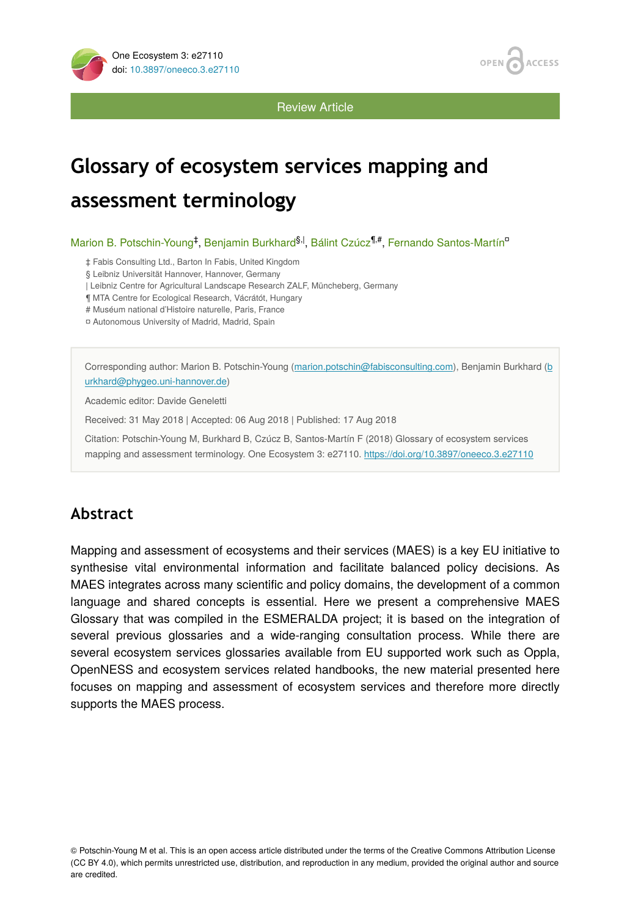Review Article

# Glossary of ecosystem services mapping and assessment terminology

Marion B. Potschin-Young[‡], Benjamin Burkhard[§,|], Bálint Czúcz[¶,#], Fernando Santos-Martín[¤]

‡ Fabis Consulting Ltd., Barton In Fabis, United Kingdom
§ Leibniz Universität Hannover, Hannover, Germany
| Leibniz Centre for Agricultural Landscape Research ZALF, Müncheberg, Germany
¶ MTA Centre for Ecological Research, Vácrátót, Hungary
# Muséum national d'Histoire naturelle, Paris, France
¤ Autonomous University of Madrid, Madrid, Spain

Corresponding author: Marion B. Potschin-Young (marion.potschin@fabisconsulting.com), Benjamin Burkhard (burkhard@phygeo.uni-hannover.de)

Academic editor: Davide Geneletti

Received: 31 May 2018 | Accepted: 06 Aug 2018 | Published: 17 Aug 2018

Citation: Potschin-Young M, Burkhard B, Czúcz B, Santos-Martín F (2018) Glossary of ecosystem services mapping and assessment terminology. One Ecosystem 3: e27110. https://doi.org/10.3897/oneeco.3.e27110

## Abstract

Mapping and assessment of ecosystems and their services (MAES) is a key EU initiative to synthesise vital environmental information and facilitate balanced policy decisions. As MAES integrates across many scientific and policy domains, the development of a common language and shared concepts is essential. Here we present a comprehensive MAES Glossary that was compiled in the ESMERALDA project; it is based on the integration of several previous glossaries and a wide-ranging consultation process. While there are several ecosystem services glossaries available from EU supported work such as Oppla, OpenNESS and ecosystem services related handbooks, the new material presented here focuses on mapping and assessment of ecosystem services and therefore more directly supports the MAES process.

© Potschin-Young M et al. This is an open access article distributed under the terms of the Creative Commons Attribution License (CC BY 4.0), which permits unrestricted use, distribution, and reproduction in any medium, provided the original author and source are credited.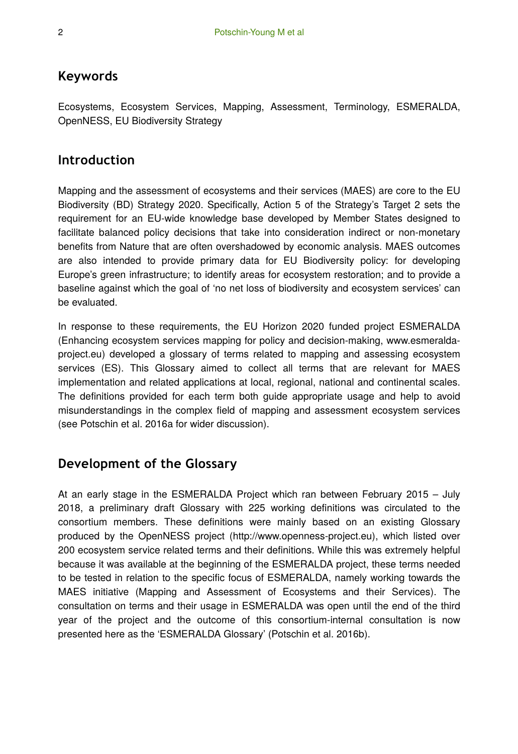## Keywords

Ecosystems, Ecosystem Services, Mapping, Assessment, Terminology, ESMERALDA, OpenNESS, EU Biodiversity Strategy

## Introduction

Mapping and the assessment of ecosystems and their services (MAES) are core to the EU Biodiversity (BD) Strategy 2020. Specifically, Action 5 of the Strategy's Target 2 sets the requirement for an EU-wide knowledge base developed by Member States designed to facilitate balanced policy decisions that take into consideration indirect or non-monetary benefits from Nature that are often overshadowed by economic analysis. MAES outcomes are also intended to provide primary data for EU Biodiversity policy: for developing Europe's green infrastructure; to identify areas for ecosystem restoration; and to provide a baseline against which the goal of 'no net loss of biodiversity and ecosystem services' can be evaluated.

In response to these requirements, the EU Horizon 2020 funded project ESMERALDA (Enhancing ecosystem services mapping for policy and decision-making, www.esmeralda-project.eu) developed a glossary of terms related to mapping and assessing ecosystem services (ES). This Glossary aimed to collect all terms that are relevant for MAES implementation and related applications at local, regional, national and continental scales. The definitions provided for each term both guide appropriate usage and help to avoid misunderstandings in the complex field of mapping and assessment ecosystem services (see Potschin et al. 2016a for wider discussion).

## Development of the Glossary

At an early stage in the ESMERALDA Project which ran between February 2015 – July 2018, a preliminary draft Glossary with 225 working definitions was circulated to the consortium members. These definitions were mainly based on an existing Glossary produced by the OpenNESS project (http://www.openness-project.eu), which listed over 200 ecosystem service related terms and their definitions. While this was extremely helpful because it was available at the beginning of the ESMERALDA project, these terms needed to be tested in relation to the specific focus of ESMERALDA, namely working towards the MAES initiative (Mapping and Assessment of Ecosystems and their Services). The consultation on terms and their usage in ESMERALDA was open until the end of the third year of the project and the outcome of this consortium-internal consultation is now presented here as the 'ESMERALDA Glossary' (Potschin et al. 2016b).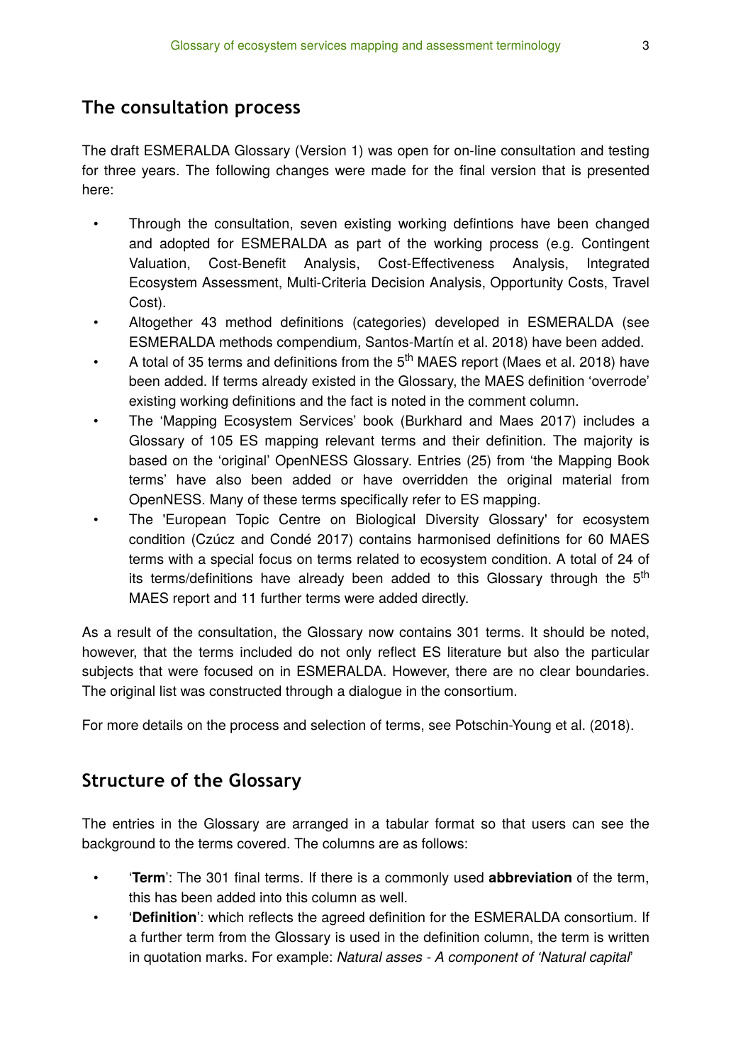## The consultation process

The draft ESMERALDA Glossary (Version 1) was open for on-line consultation and testing for three years. The following changes were made for the final version that is presented here:

- Through the consultation, seven existing working defintions have been changed and adopted for ESMERALDA as part of the working process (e.g. Contingent Valuation, Cost-Benefit Analysis, Cost-Effectiveness Analysis, Integrated Ecosystem Assessment, Multi-Criteria Decision Analysis, Opportunity Costs, Travel Cost).
- Altogether 43 method definitions (categories) developed in ESMERALDA (see ESMERALDA methods compendium, Santos-Martín et al. 2018) have been added.
- A total of 35 terms and definitions from the 5th MAES report (Maes et al. 2018) have been added. If terms already existed in the Glossary, the MAES definition 'overrode' existing working definitions and the fact is noted in the comment column.
- The 'Mapping Ecosystem Services' book (Burkhard and Maes 2017) includes a Glossary of 105 ES mapping relevant terms and their definition. The majority is based on the 'original' OpenNESS Glossary. Entries (25) from 'the Mapping Book terms' have also been added or have overridden the original material from OpenNESS. Many of these terms specifically refer to ES mapping.
- The 'European Topic Centre on Biological Diversity Glossary' for ecosystem condition (Czúcz and Condé 2017) contains harmonised definitions for 60 MAES terms with a special focus on terms related to ecosystem condition. A total of 24 of its terms/definitions have already been added to this Glossary through the 5th MAES report and 11 further terms were added directly.

As a result of the consultation, the Glossary now contains 301 terms. It should be noted, however, that the terms included do not only reflect ES literature but also the particular subjects that were focused on in ESMERALDA. However, there are no clear boundaries. The original list was constructed through a dialogue in the consortium.

For more details on the process and selection of terms, see Potschin-Young et al. (2018).

## Structure of the Glossary

The entries in the Glossary are arranged in a tabular format so that users can see the background to the terms covered. The columns are as follows:

- '**Term**': The 301 final terms. If there is a commonly used **abbreviation** of the term, this has been added into this column as well.
- '**Definition**': which reflects the agreed definition for the ESMERALDA consortium. If a further term from the Glossary is used in the definition column, the term is written in quotation marks. For example: *Natural asses - A component of 'Natural capital*'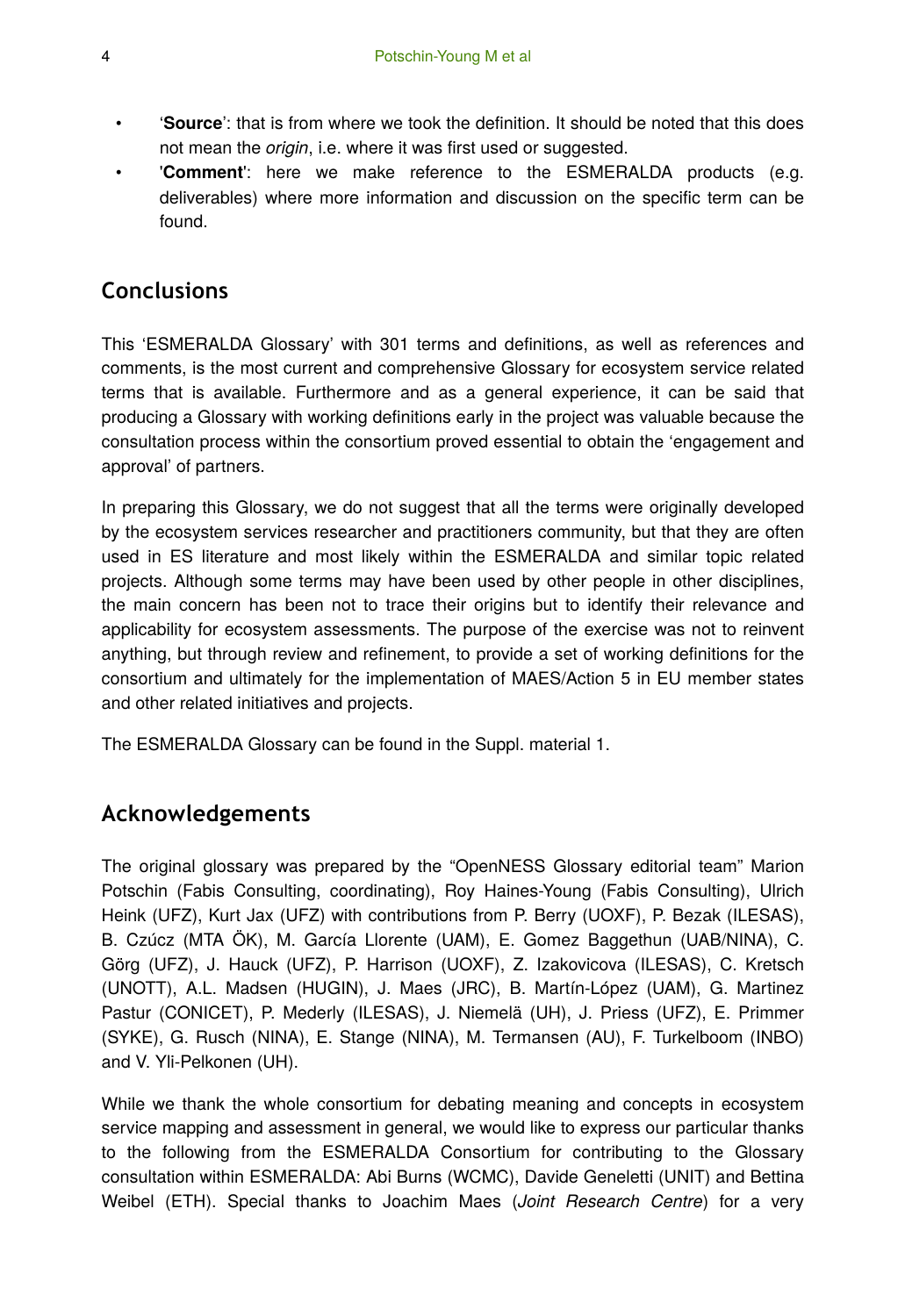- '**Source**': that is from where we took the definition. It should be noted that this does not mean the *origin*, i.e. where it was first used or suggested.
- '**Comment**': here we make reference to the ESMERALDA products (e.g. deliverables) where more information and discussion on the specific term can be found.

## Conclusions

This 'ESMERALDA Glossary' with 301 terms and definitions, as well as references and comments, is the most current and comprehensive Glossary for ecosystem service related terms that is available. Furthermore and as a general experience, it can be said that producing a Glossary with working definitions early in the project was valuable because the consultation process within the consortium proved essential to obtain the 'engagement and approval' of partners.

In preparing this Glossary, we do not suggest that all the terms were originally developed by the ecosystem services researcher and practitioners community, but that they are often used in ES literature and most likely within the ESMERALDA and similar topic related projects. Although some terms may have been used by other people in other disciplines, the main concern has been not to trace their origins but to identify their relevance and applicability for ecosystem assessments. The purpose of the exercise was not to reinvent anything, but through review and refinement, to provide a set of working definitions for the consortium and ultimately for the implementation of MAES/Action 5 in EU member states and other related initiatives and projects.

The ESMERALDA Glossary can be found in the Suppl. material 1.

## Acknowledgements

The original glossary was prepared by the "OpenNESS Glossary editorial team" Marion Potschin (Fabis Consulting, coordinating), Roy Haines-Young (Fabis Consulting), Ulrich Heink (UFZ), Kurt Jax (UFZ) with contributions from P. Berry (UOXF), P. Bezak (ILESAS), B. Czúcz (MTA ÖK), M. García Llorente (UAM), E. Gomez Baggethun (UAB/NINA), C. Görg (UFZ), J. Hauck (UFZ), P. Harrison (UOXF), Z. Izakovicova (ILESAS), C. Kretsch (UNOTT), A.L. Madsen (HUGIN), J. Maes (JRC), B. Martín-López (UAM), G. Martinez Pastur (CONICET), P. Mederly (ILESAS), J. Niemelä (UH), J. Priess (UFZ), E. Primmer (SYKE), G. Rusch (NINA), E. Stange (NINA), M. Termansen (AU), F. Turkelboom (INBO) and V. Yli-Pelkonen (UH).

While we thank the whole consortium for debating meaning and concepts in ecosystem service mapping and assessment in general, we would like to express our particular thanks to the following from the ESMERALDA Consortium for contributing to the Glossary consultation within ESMERALDA: Abi Burns (WCMC), Davide Geneletti (UNIT) and Bettina Weibel (ETH). Special thanks to Joachim Maes (*Joint Research Centre*) for a very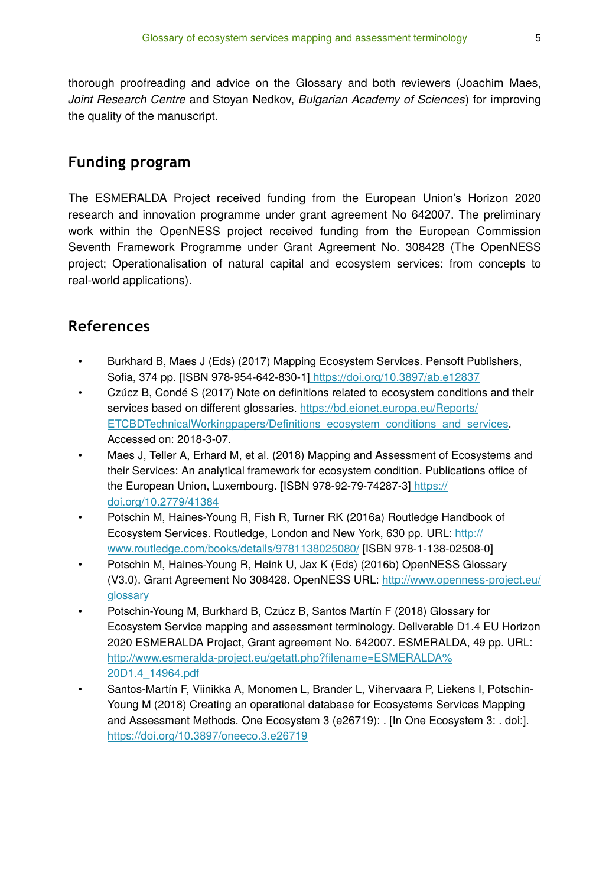thorough proofreading and advice on the Glossary and both reviewers (Joachim Maes, *Joint Research Centre* and Stoyan Nedkov, *Bulgarian Academy of Sciences*) for improving the quality of the manuscript.

## Funding program

The ESMERALDA Project received funding from the European Union's Horizon 2020 research and innovation programme under grant agreement No 642007. The preliminary work within the OpenNESS project received funding from the European Commission Seventh Framework Programme under Grant Agreement No. 308428 (The OpenNESS project; Operationalisation of natural capital and ecosystem services: from concepts to real-world applications).

## References

- Burkhard B, Maes J (Eds) (2017) Mapping Ecosystem Services. Pensoft Publishers, Sofia, 374 pp. [ISBN 978-954-642-830-1] https://doi.org/10.3897/ab.e12837
- Czúcz B, Condé S (2017) Note on definitions related to ecosystem conditions and their services based on different glossaries. https://bd.eionet.europa.eu/Reports/ETCBDTechnicalWorkingpapers/Definitions_ecosystem_conditions_and_services. Accessed on: 2018-3-07.
- Maes J, Teller A, Erhard M, et al. (2018) Mapping and Assessment of Ecosystems and their Services: An analytical framework for ecosystem condition. Publications office of the European Union, Luxembourg. [ISBN 978-92-79-74287-3] https://doi.org/10.2779/41384
- Potschin M, Haines-Young R, Fish R, Turner RK (2016a) Routledge Handbook of Ecosystem Services. Routledge, London and New York, 630 pp. URL: http://www.routledge.com/books/details/9781138025080/ [ISBN 978-1-138-02508-0]
- Potschin M, Haines-Young R, Heink U, Jax K (Eds) (2016b) OpenNESS Glossary (V3.0). Grant Agreement No 308428. OpenNESS URL: http://www.openness-project.eu/glossary
- Potschin-Young M, Burkhard B, Czúcz B, Santos Martín F (2018) Glossary for Ecosystem Service mapping and assessment terminology. Deliverable D1.4 EU Horizon 2020 ESMERALDA Project, Grant agreement No. 642007. ESMERALDA, 49 pp. URL: http://www.esmeralda-project.eu/getatt.php?filename=ESMERALDA%20D1.4_14964.pdf
- Santos-Martín F, Viinikka A, Monomen L, Brander L, Vihervaara P, Liekens I, Potschin-Young M (2018) Creating an operational database for Ecosystems Services Mapping and Assessment Methods. One Ecosystem 3 (e26719): . [In One Ecosystem 3: . doi:]. https://doi.org/10.3897/oneeco.3.e26719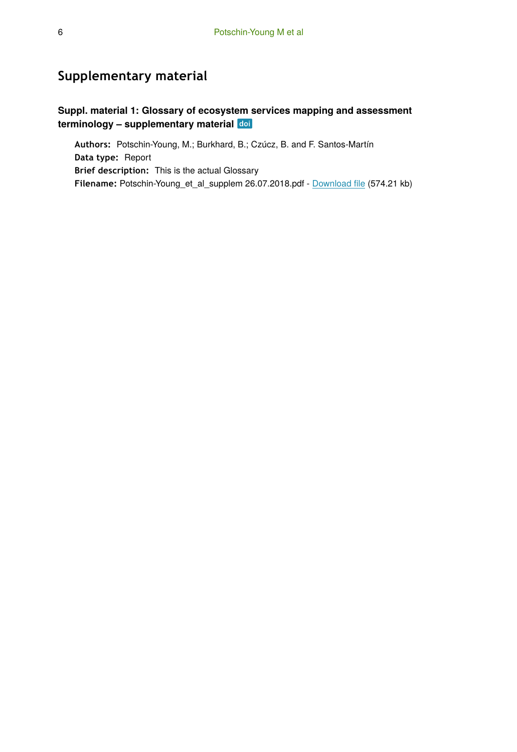## Supplementary material

### Suppl. material 1: Glossary of ecosystem services mapping and assessment terminology – supplementary material doi

**Authors:** Potschin-Young, M.; Burkhard, B.; Czúcz, B. and F. Santos-Martín
**Data type:** Report
**Brief description:** This is the actual Glossary
**Filename:** Potschin-Young_et_al_supplem 26.07.2018.pdf - Download file (574.21 kb)